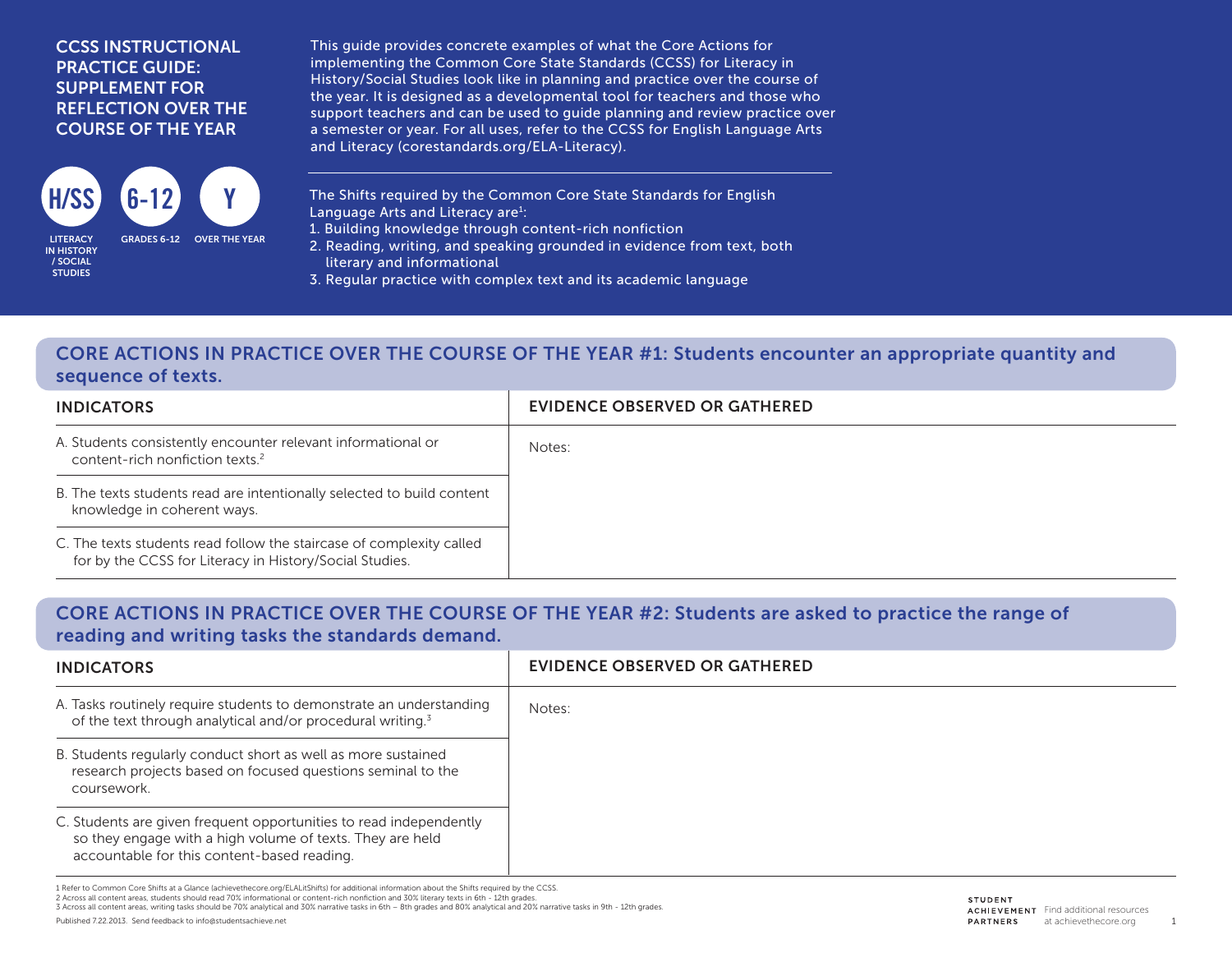# CCSS INSTRUCTIONAL PRACTICE GUIDE: SUPPLEMENT FOR REFLECTION OVER THE COURSE OF THE YEAR

**H/SS** LITERACY IN HISTORY / SOCIAL STUDIES | **6-12** GRADES 6-12 | **Y** OVER THE YEAR

This guide provides concrete examples of what the Core Actions for implementing the Common Core State Standards (CCSS) for Literacy in History/Social Studies look like in planning and practice over the course of the year. It is designed as a developmental tool for teachers and those who support teachers and can be used to guide planning and review practice over a semester or year. For all uses, refer to the CCSS for English Language Arts and Literacy (corestandards.org/ELA-Literacy).

The Shifts required by the Common Core State Standards for English Language Arts and Literacy are[1]:

1. Building knowledge through content-rich nonfiction
2. Reading, writing, and speaking grounded in evidence from text, both literary and informational
3. Regular practice with complex text and its academic language

## CORE ACTIONS IN PRACTICE OVER THE COURSE OF THE YEAR #1: Students encounter an appropriate quantity and sequence of texts.

| INDICATORS | EVIDENCE OBSERVED OR GATHERED |
|---|---|
| A. Students consistently encounter relevant informational or content-rich nonfiction texts.[2] | Notes: |
| B. The texts students read are intentionally selected to build content knowledge in coherent ways. | |
| C. The texts students read follow the staircase of complexity called for by the CCSS for Literacy in History/Social Studies. | |

## CORE ACTIONS IN PRACTICE OVER THE COURSE OF THE YEAR #2: Students are asked to practice the range of reading and writing tasks the standards demand.

| INDICATORS | EVIDENCE OBSERVED OR GATHERED |
|---|---|
| A. Tasks routinely require students to demonstrate an understanding of the text through analytical and/or procedural writing.[3] | Notes: |
| B. Students regularly conduct short as well as more sustained research projects based on focused questions seminal to the coursework. | |
| C. Students are given frequent opportunities to read independently so they engage with a high volume of texts. They are held accountable for this content-based reading. | |

1 Refer to Common Core Shifts at a Glance (achievethecore.org/ELALitShifts) for additional information about the Shifts required by the CCSS.
2 Across all content areas, students should read 70% informational or content-rich nonfiction and 30% literary texts in 6th - 12th grades.
3 Across all content areas, writing tasks should be 70% analytical and 30% narrative tasks in 6th – 8th grades and 80% analytical and 20% narrative tasks in 9th - 12th grades.

Published 7.22.2013. Send feedback to info@studentsachieve.net

STUDENT ACHIEVEMENT PARTNERS — Find additional resources at achievethecore.org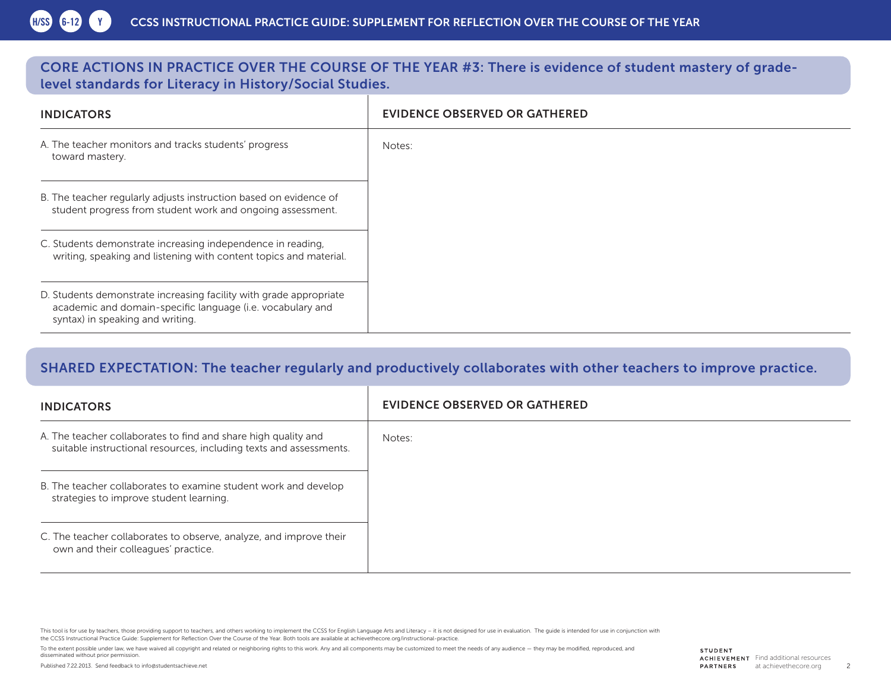## CORE ACTIONS IN PRACTICE OVER THE COURSE OF THE YEAR #3: There is evidence of student mastery of grade-level standards for Literacy in History/Social Studies.

| INDICATORS | EVIDENCE OBSERVED OR GATHERED |
|---|---|
| A. The teacher monitors and tracks students' progress toward mastery. | Notes: |
| B. The teacher regularly adjusts instruction based on evidence of student progress from student work and ongoing assessment. | |
| C. Students demonstrate increasing independence in reading, writing, speaking and listening with content topics and material. | |
| D. Students demonstrate increasing facility with grade appropriate academic and domain-specific language (i.e. vocabulary and syntax) in speaking and writing. | |

## SHARED EXPECTATION: The teacher regularly and productively collaborates with other teachers to improve practice.

| INDICATORS | EVIDENCE OBSERVED OR GATHERED |
|---|---|
| A. The teacher collaborates to find and share high quality and suitable instructional resources, including texts and assessments. | Notes: |
| B. The teacher collaborates to examine student work and develop strategies to improve student learning. | |
| C. The teacher collaborates to observe, analyze, and improve their own and their colleagues' practice. | |

This tool is for use by teachers, those providing support to teachers, and others working to implement the CCSS for English Language Arts and Literacy – it is not designed for use in evaluation. The guide is intended for use in conjunction with the CCSS Instructional Practice Guide: Supplement for Reflection Over the Course of the Year. Both tools are available at achievethecore.org/instructional-practice.

To the extent possible under law, we have waived all copyright and related or neighboring rights to this work. Any and all components may be customized to meet the needs of any audience — they may be modified, reproduced, and disseminated without prior permission.

Published 7.22.2013. Send feedback to info@studentsachieve.net

STUDENT ACHIEVEMENT PARTNERS — Find additional resources at achievethecore.org